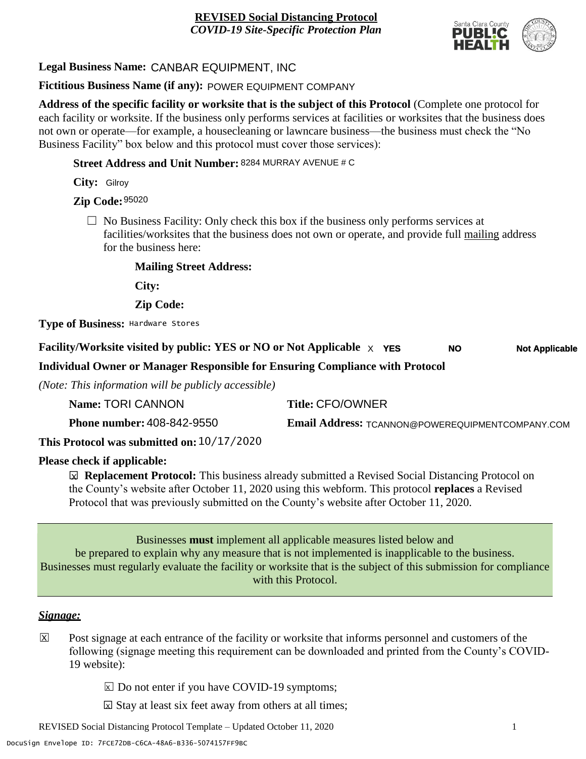**REVISED Social Distancing Protocol**
*COVID-19 Site-Specific Protection Plan*

**Legal Business Name:** CANBAR EQUIPMENT, INC

**Fictitious Business Name (if any):** POWER EQUIPMENT COMPANY

**Address of the specific facility or worksite that is the subject of this Protocol** (Complete one protocol for each facility or worksite. If the business only performs services at facilities or worksites that the business does not own or operate—for example, a housecleaning or lawncare business—the business must check the "No Business Facility" box below and this protocol must cover those services):

**Street Address and Unit Number:** 8284 MURRAY AVENUE # C

**City:** Gilroy

**Zip Code:** 95020

☐ No Business Facility: Only check this box if the business only performs services at facilities/worksites that the business does not own or operate, and provide full mailing address for the business here:

**Mailing Street Address:**

**City:**

**Zip Code:**

**Type of Business:** Hardware Stores

**Facility/Worksite visited by public: YES or NO or Not Applicable** X **YES** **NO** **Not Applicable**

**Individual Owner or Manager Responsible for Ensuring Compliance with Protocol**

*(Note: This information will be publicly accessible)*

**Name:** TORI CANNON **Title:** CFO/OWNER

**Phone number:** 408-842-9550 **Email Address:** TCANNON@POWEREQUIPMENTCOMPANY.COM

**This Protocol was submitted on:** 10/17/2020

**Please check if applicable:**

☒ **Replacement Protocol:** This business already submitted a Revised Social Distancing Protocol on the County's website after October 11, 2020 using this webform. This protocol **replaces** a Revised Protocol that was previously submitted on the County's website after October 11, 2020.

Businesses **must** implement all applicable measures listed below and be prepared to explain why any measure that is not implemented is inapplicable to the business. Businesses must regularly evaluate the facility or worksite that is the subject of this submission for compliance with this Protocol.

***Signage:***

☒ Post signage at each entrance of the facility or worksite that informs personnel and customers of the following (signage meeting this requirement can be downloaded and printed from the County's COVID-19 website):

☒ Do not enter if you have COVID-19 symptoms;

☒ Stay at least six feet away from others at all times;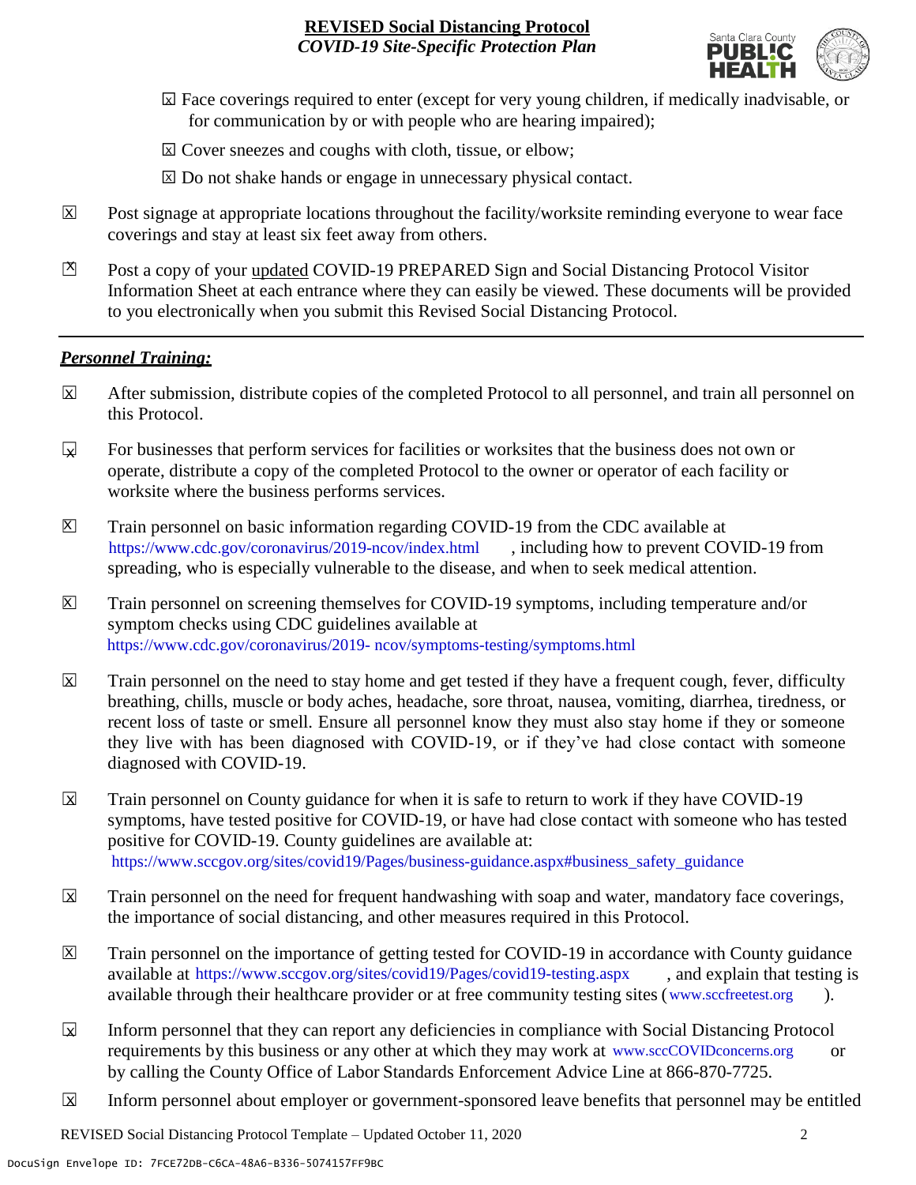- ☒ Face coverings required to enter (except for very young children, if medically inadvisable, or for communication by or with people who are hearing impaired);
- ☒ Cover sneezes and coughs with cloth, tissue, or elbow;
- ☒ Do not shake hands or engage in unnecessary physical contact.

☒ Post signage at appropriate locations throughout the facility/worksite reminding everyone to wear face coverings and stay at least six feet away from others.

☒ Post a copy of your updated COVID-19 PREPARED Sign and Social Distancing Protocol Visitor Information Sheet at each entrance where they can easily be viewed. These documents will be provided to you electronically when you submit this Revised Social Distancing Protocol.

---

***Personnel Training:***

☒ After submission, distribute copies of the completed Protocol to all personnel, and train all personnel on this Protocol.

☒ For businesses that perform services for facilities or worksites that the business does not own or operate, distribute a copy of the completed Protocol to the owner or operator of each facility or worksite where the business performs services.

☒ Train personnel on basic information regarding COVID-19 from the CDC available at https://www.cdc.gov/coronavirus/2019-ncov/index.html, including how to prevent COVID-19 from spreading, who is especially vulnerable to the disease, and when to seek medical attention.

☒ Train personnel on screening themselves for COVID-19 symptoms, including temperature and/or symptom checks using CDC guidelines available at https://www.cdc.gov/coronavirus/2019- ncov/symptoms-testing/symptoms.html

☒ Train personnel on the need to stay home and get tested if they have a frequent cough, fever, difficulty breathing, chills, muscle or body aches, headache, sore throat, nausea, vomiting, diarrhea, tiredness, or recent loss of taste or smell. Ensure all personnel know they must also stay home if they or someone they live with has been diagnosed with COVID-19, or if they've had close contact with someone diagnosed with COVID-19.

☒ Train personnel on County guidance for when it is safe to return to work if they have COVID-19 symptoms, have tested positive for COVID-19, or have had close contact with someone who has tested positive for COVID-19. County guidelines are available at: https://www.sccgov.org/sites/covid19/Pages/business-guidance.aspx#business_safety_guidance

☒ Train personnel on the need for frequent handwashing with soap and water, mandatory face coverings, the importance of social distancing, and other measures required in this Protocol.

☒ Train personnel on the importance of getting tested for COVID-19 in accordance with County guidance available at https://www.sccgov.org/sites/covid19/Pages/covid19-testing.aspx, and explain that testing is available through their healthcare provider or at free community testing sites (www.sccfreetest.org).

☒ Inform personnel that they can report any deficiencies in compliance with Social Distancing Protocol requirements by this business or any other at which they may work at www.sccCOVIDconcerns.org or by calling the County Office of Labor Standards Enforcement Advice Line at 866-870-7725.

☒ Inform personnel about employer or government-sponsored leave benefits that personnel may be entitled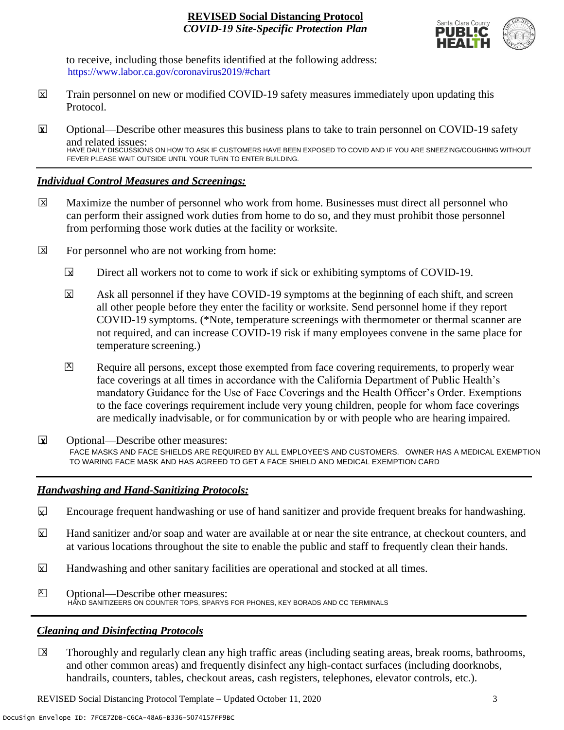to receive, including those benefits identified at the following address: https://www.labor.ca.gov/coronavirus2019/#chart

- ☒ Train personnel on new or modified COVID-19 safety measures immediately upon updating this Protocol.

- ☒ Optional—Describe other measures this business plans to take to train personnel on COVID-19 safety and related issues:
  HAVE DAILY DISCUSSIONS ON HOW TO ASK IF CUSTOMERS HAVE BEEN EXPOSED TO COVID AND IF YOU ARE SNEEZING/COUGHING WITHOUT FEVER PLEASE WAIT OUTSIDE UNTIL YOUR TURN TO ENTER BUILDING.

## *Individual Control Measures and Screenings:*

- ☒ Maximize the number of personnel who work from home. Businesses must direct all personnel who can perform their assigned work duties from home to do so, and they must prohibit those personnel from performing those work duties at the facility or worksite.

- ☒ For personnel who are not working from home:

  - ☒ Direct all workers not to come to work if sick or exhibiting symptoms of COVID-19.

  - ☒ Ask all personnel if they have COVID-19 symptoms at the beginning of each shift, and screen all other people before they enter the facility or worksite. Send personnel home if they report COVID-19 symptoms. (*Note, temperature screenings with thermometer or thermal scanner are not required, and can increase COVID-19 risk if many employees convene in the same place for temperature screening.)

  - ☒ Require all persons, except those exempted from face covering requirements, to properly wear face coverings at all times in accordance with the California Department of Public Health's mandatory Guidance for the Use of Face Coverings and the Health Officer's Order. Exemptions to the face coverings requirement include very young children, people for whom face coverings are medically inadvisable, or for communication by or with people who are hearing impaired.

- ☒ Optional—Describe other measures:
  FACE MASKS AND FACE SHIELDS ARE REQUIRED BY ALL EMPLOYEE'S AND CUSTOMERS. OWNER HAS A MEDICAL EXEMPTION TO WARING FACE MASK AND HAS AGREED TO GET A FACE SHIELD AND MEDICAL EXEMPTION CARD

## *Handwashing and Hand-Sanitizing Protocols:*

- ☒ Encourage frequent handwashing or use of hand sanitizer and provide frequent breaks for handwashing.

- ☒ Hand sanitizer and/or soap and water are available at or near the site entrance, at checkout counters, and at various locations throughout the site to enable the public and staff to frequently clean their hands.

- ☒ Handwashing and other sanitary facilities are operational and stocked at all times.

- ☒ Optional—Describe other measures:
  HAND SANITIZEERS ON COUNTER TOPS, SPARYS FOR PHONES, KEY BORADS AND CC TERMINALS

## *Cleaning and Disinfecting Protocols*

- ☒ Thoroughly and regularly clean any high traffic areas (including seating areas, break rooms, bathrooms, and other common areas) and frequently disinfect any high-contact surfaces (including doorknobs, handrails, counters, tables, checkout areas, cash registers, telephones, elevator controls, etc.).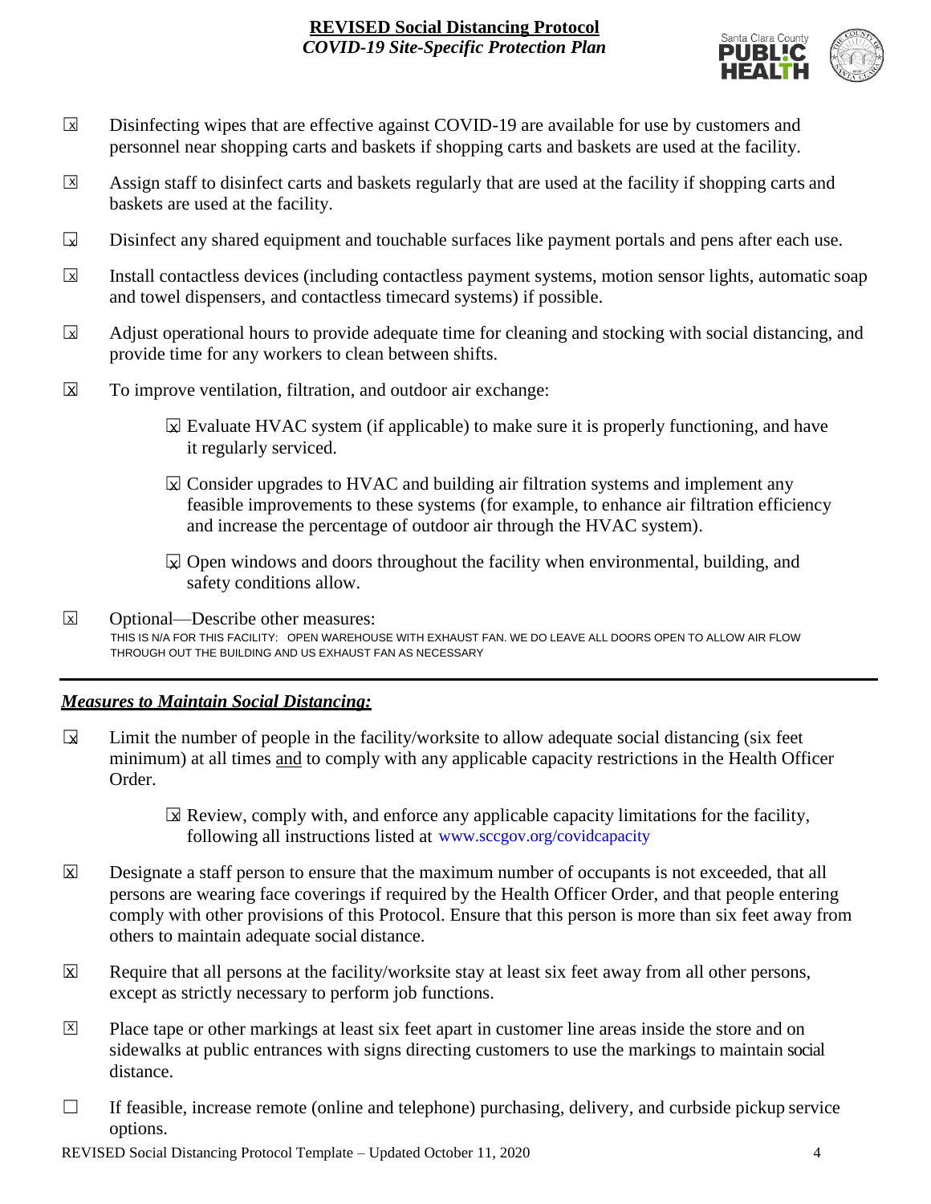- ☒ Disinfecting wipes that are effective against COVID-19 are available for use by customers and personnel near shopping carts and baskets if shopping carts and baskets are used at the facility.
- ☒ Assign staff to disinfect carts and baskets regularly that are used at the facility if shopping carts and baskets are used at the facility.
- ☒ Disinfect any shared equipment and touchable surfaces like payment portals and pens after each use.
- ☒ Install contactless devices (including contactless payment systems, motion sensor lights, automatic soap and towel dispensers, and contactless timecard systems) if possible.
- ☒ Adjust operational hours to provide adequate time for cleaning and stocking with social distancing, and provide time for any workers to clean between shifts.
- ☒ To improve ventilation, filtration, and outdoor air exchange:
  - ☒ Evaluate HVAC system (if applicable) to make sure it is properly functioning, and have it regularly serviced.
  - ☒ Consider upgrades to HVAC and building air filtration systems and implement any feasible improvements to these systems (for example, to enhance air filtration efficiency and increase the percentage of outdoor air through the HVAC system).
  - ☒ Open windows and doors throughout the facility when environmental, building, and safety conditions allow.
- ☒ Optional—Describe other measures:
  THIS IS N/A FOR THIS FACILITY: OPEN WAREHOUSE WITH EXHAUST FAN. WE DO LEAVE ALL DOORS OPEN TO ALLOW AIR FLOW THROUGH OUT THE BUILDING AND US EXHAUST FAN AS NECESSARY

---

## ***Measures to Maintain Social Distancing:***

- ☒ Limit the number of people in the facility/worksite to allow adequate social distancing (six feet minimum) at all times and to comply with any applicable capacity restrictions in the Health Officer Order.
  - ☒ Review, comply with, and enforce any applicable capacity limitations for the facility, following all instructions listed at www.sccgov.org/covidcapacity
- ☒ Designate a staff person to ensure that the maximum number of occupants is not exceeded, that all persons are wearing face coverings if required by the Health Officer Order, and that people entering comply with other provisions of this Protocol. Ensure that this person is more than six feet away from others to maintain adequate social distance.
- ☒ Require that all persons at the facility/worksite stay at least six feet away from all other persons, except as strictly necessary to perform job functions.
- ☒ Place tape or other markings at least six feet apart in customer line areas inside the store and on sidewalks at public entrances with signs directing customers to use the markings to maintain social distance.
- ☐ If feasible, increase remote (online and telephone) purchasing, delivery, and curbside pickup service options.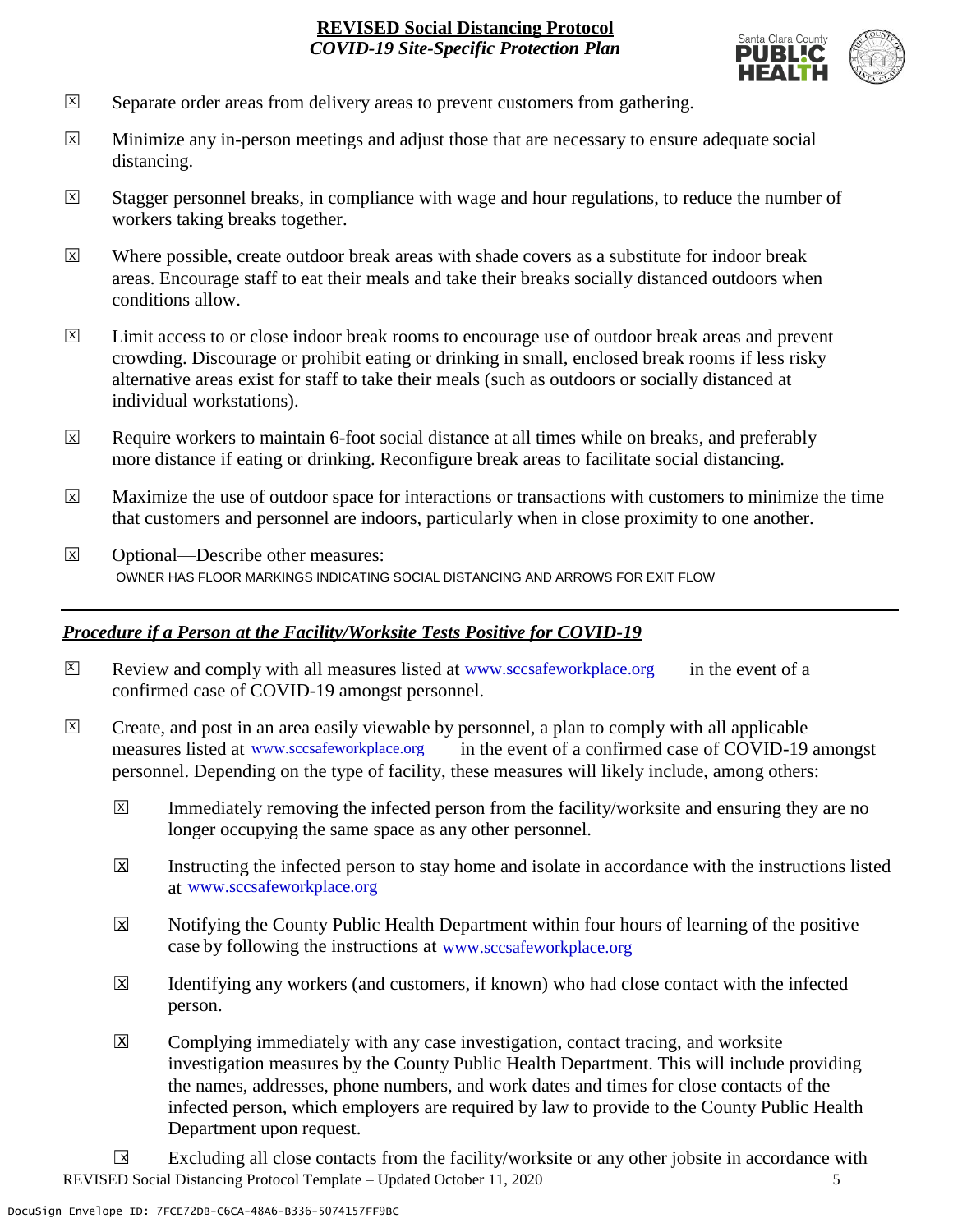- ☒ Separate order areas from delivery areas to prevent customers from gathering.
- ☒ Minimize any in-person meetings and adjust those that are necessary to ensure adequate social distancing.
- ☒ Stagger personnel breaks, in compliance with wage and hour regulations, to reduce the number of workers taking breaks together.
- ☒ Where possible, create outdoor break areas with shade covers as a substitute for indoor break areas. Encourage staff to eat their meals and take their breaks socially distanced outdoors when conditions allow.
- ☒ Limit access to or close indoor break rooms to encourage use of outdoor break areas and prevent crowding. Discourage or prohibit eating or drinking in small, enclosed break rooms if less risky alternative areas exist for staff to take their meals (such as outdoors or socially distanced at individual workstations).
- ☒ Require workers to maintain 6-foot social distance at all times while on breaks, and preferably more distance if eating or drinking. Reconfigure break areas to facilitate social distancing.
- ☒ Maximize the use of outdoor space for interactions or transactions with customers to minimize the time that customers and personnel are indoors, particularly when in close proximity to one another.
- ☒ Optional—Describe other measures:
  OWNER HAS FLOOR MARKINGS INDICATING SOCIAL DISTANCING AND ARROWS FOR EXIT FLOW

---

***Procedure if a Person at the Facility/Worksite Tests Positive for COVID-19***

- ☒ Review and comply with all measures listed at www.sccsafeworkplace.org in the event of a confirmed case of COVID-19 amongst personnel.
- ☒ Create, and post in an area easily viewable by personnel, a plan to comply with all applicable measures listed at www.sccsafeworkplace.org in the event of a confirmed case of COVID-19 amongst personnel. Depending on the type of facility, these measures will likely include, among others:
  - ☒ Immediately removing the infected person from the facility/worksite and ensuring they are no longer occupying the same space as any other personnel.
  - ☒ Instructing the infected person to stay home and isolate in accordance with the instructions listed at www.sccsafeworkplace.org
  - ☒ Notifying the County Public Health Department within four hours of learning of the positive case by following the instructions at www.sccsafeworkplace.org
  - ☒ Identifying any workers (and customers, if known) who had close contact with the infected person.
  - ☒ Complying immediately with any case investigation, contact tracing, and worksite investigation measures by the County Public Health Department. This will include providing the names, addresses, phone numbers, and work dates and times for close contacts of the infected person, which employers are required by law to provide to the County Public Health Department upon request.
  - ☒ Excluding all close contacts from the facility/worksite or any other jobsite in accordance with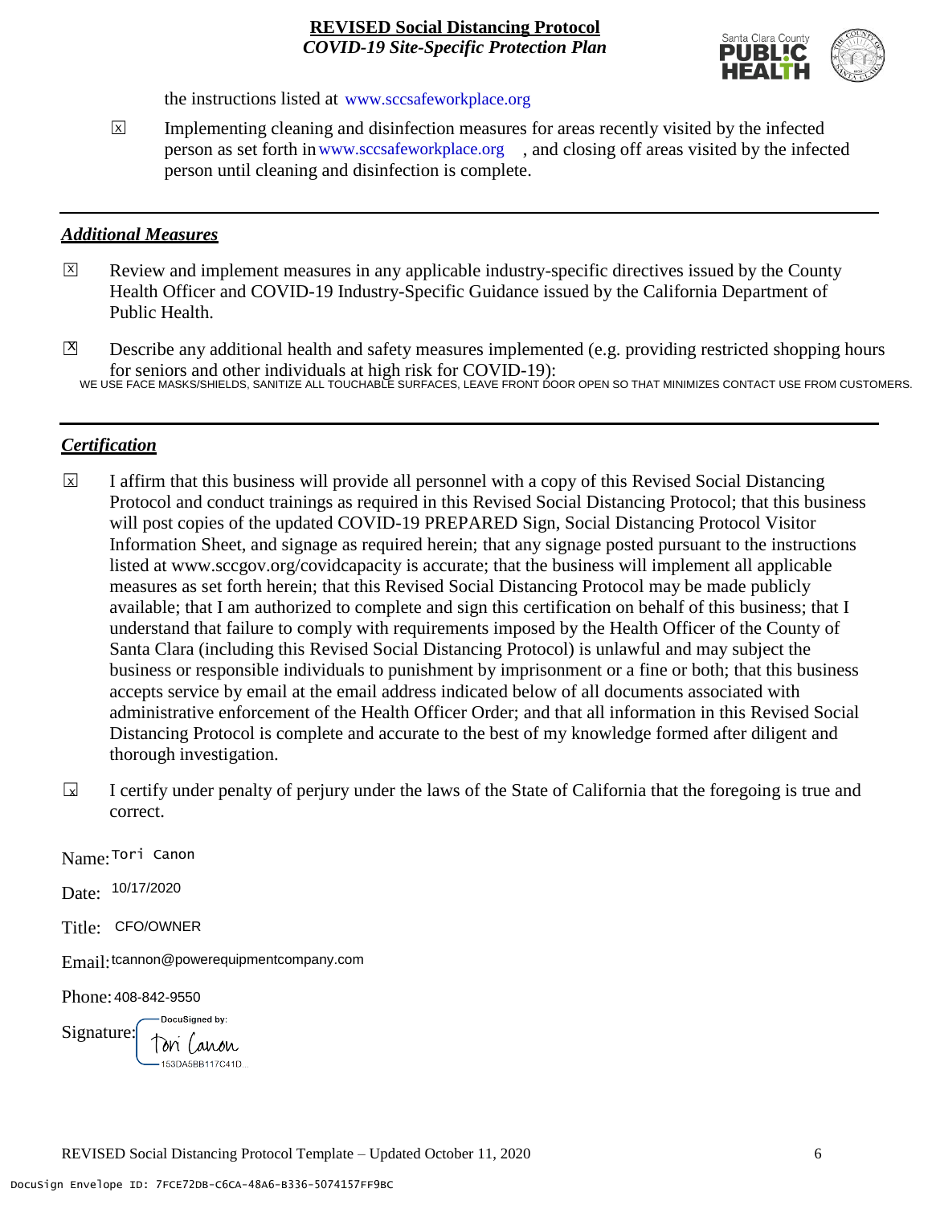the instructions listed at www.sccsafeworkplace.org

☒ Implementing cleaning and disinfection measures for areas recently visited by the infected person as set forth in www.sccsafeworkplace.org , and closing off areas visited by the infected person until cleaning and disinfection is complete.

---

## *Additional Measures*

☒ Review and implement measures in any applicable industry-specific directives issued by the County Health Officer and COVID-19 Industry-Specific Guidance issued by the California Department of Public Health.

☒ Describe any additional health and safety measures implemented (e.g. providing restricted shopping hours for seniors and other individuals at high risk for COVID-19):

WE USE FACE MASKS/SHIELDS, SANITIZE ALL TOUCHABLE SURFACES, LEAVE FRONT DOOR OPEN SO THAT MINIMIZES CONTACT USE FROM CUSTOMERS.

---

## *Certification*

☒ I affirm that this business will provide all personnel with a copy of this Revised Social Distancing Protocol and conduct trainings as required in this Revised Social Distancing Protocol; that this business will post copies of the updated COVID-19 PREPARED Sign, Social Distancing Protocol Visitor Information Sheet, and signage as required herein; that any signage posted pursuant to the instructions listed at www.sccgov.org/covidcapacity is accurate; that the business will implement all applicable measures as set forth herein; that this Revised Social Distancing Protocol may be made publicly available; that I am authorized to complete and sign this certification on behalf of this business; that I understand that failure to comply with requirements imposed by the Health Officer of the County of Santa Clara (including this Revised Social Distancing Protocol) is unlawful and may subject the business or responsible individuals to punishment by imprisonment or a fine or both; that this business accepts service by email at the email address indicated below of all documents associated with administrative enforcement of the Health Officer Order; and that all information in this Revised Social Distancing Protocol is complete and accurate to the best of my knowledge formed after diligent and thorough investigation.

☒ I certify under penalty of perjury under the laws of the State of California that the foregoing is true and correct.

Name: Tori Canon

Date: 10/17/2020

Title: CFO/OWNER

Email: tcannon@powerequipmentcompany.com

Phone: 408-842-9550

Signature: DocuSigned by: Tori Canon 153DA5BB117C41D...